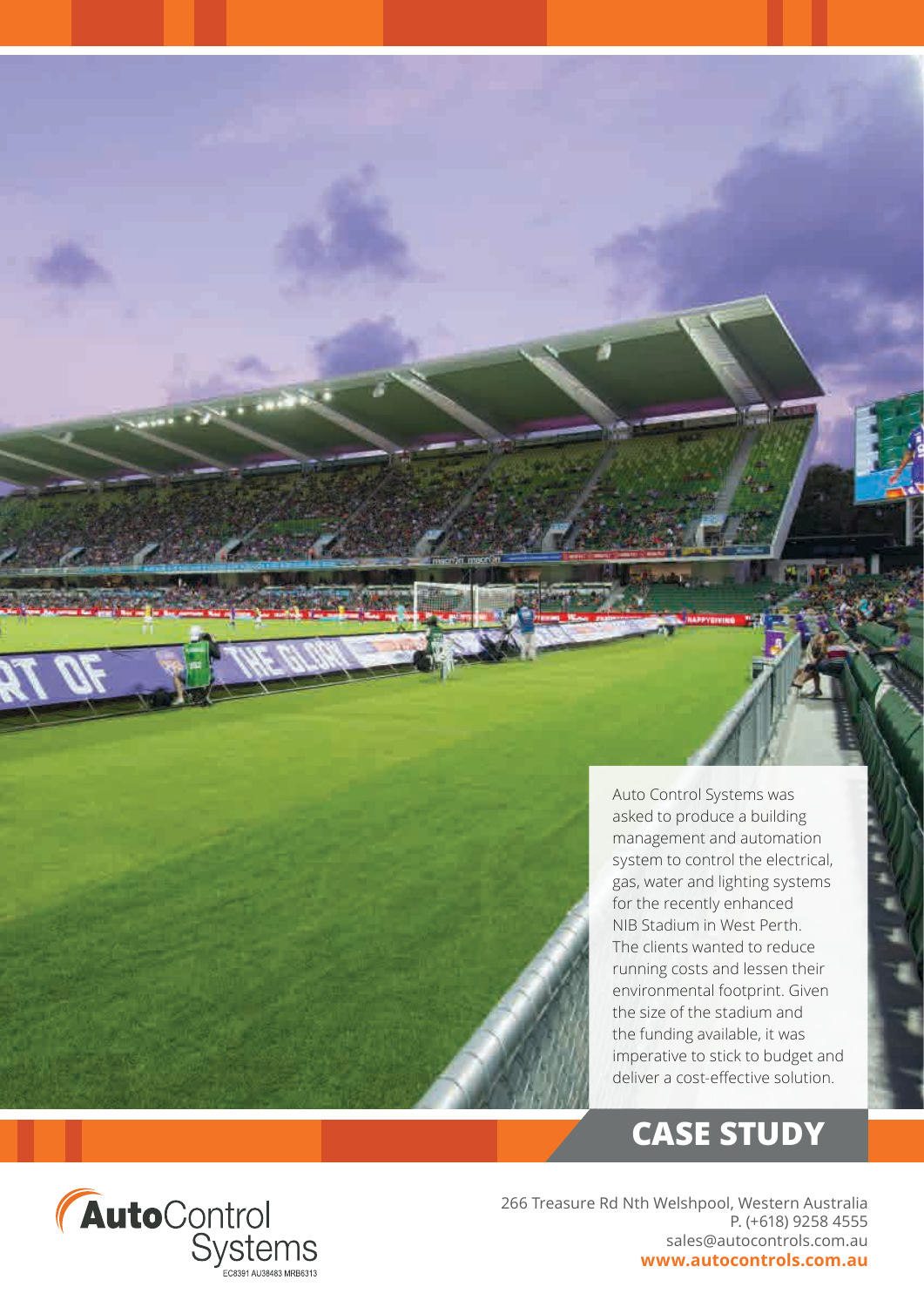Auto Control Systems was asked to produce a building management and automation system to control the electrical, gas, water and lighting systems for the recently enhanced NIB Stadium in West Perth. The clients wanted to reduce running costs and lessen their environmental footprint. Given the size of the stadium and the funding available, it was imperative to stick to budget and deliver a cost-effective solution.

# CASE STUDY

**Auto**Control Systems

EC8391 AU38483 MRB6313

266 Treasure Rd Nth Welshpool, Western Australia
P. (+618) 9258 4555
sales@autocontrols.com.au
**www.autocontrols.com.au**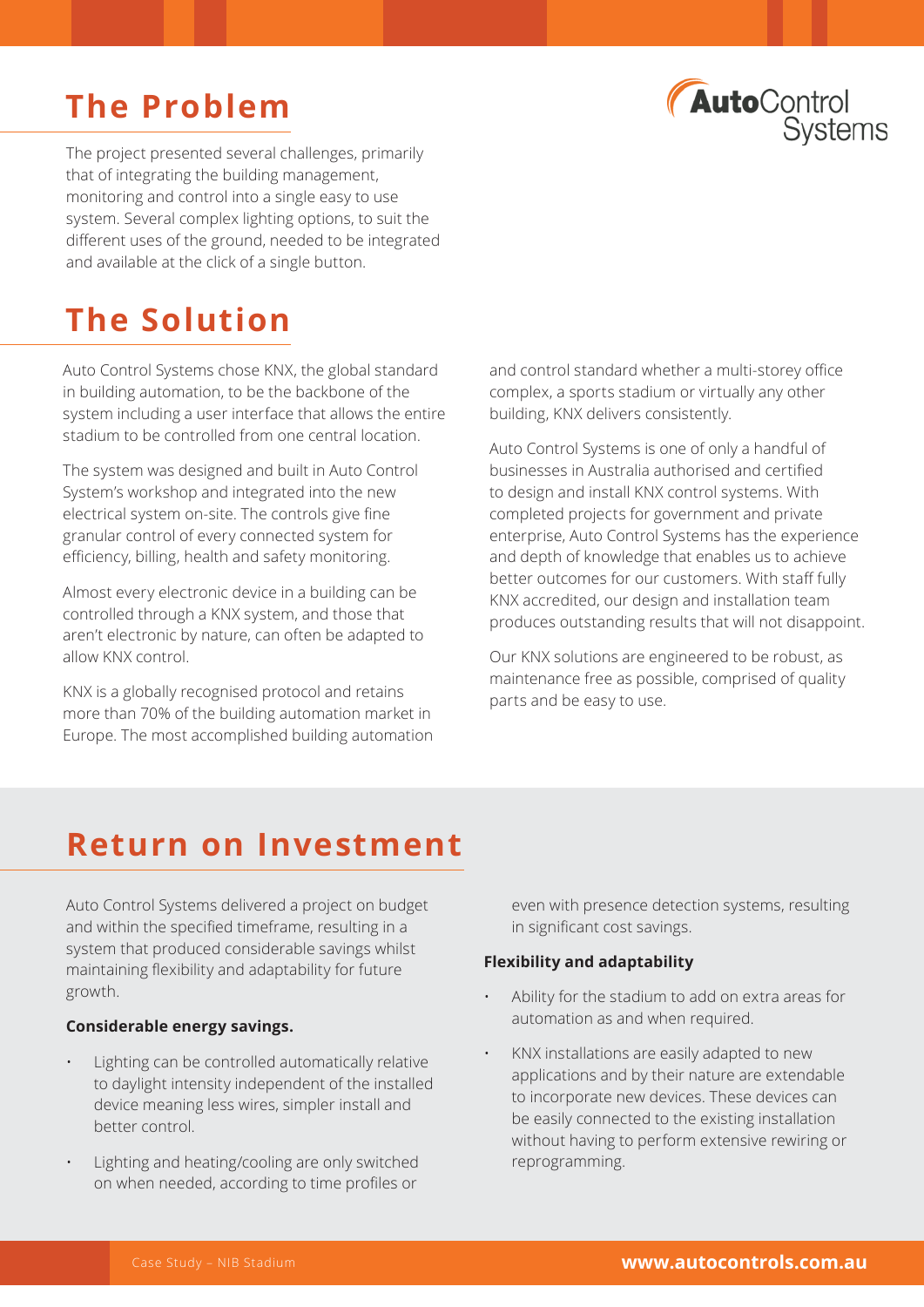## The Problem

The project presented several challenges, primarily that of integrating the building management, monitoring and control into a single easy to use system. Several complex lighting options, to suit the different uses of the ground, needed to be integrated and available at the click of a single button.

## The Solution

Auto Control Systems chose KNX, the global standard in building automation, to be the backbone of the system including a user interface that allows the entire stadium to be controlled from one central location.

The system was designed and built in Auto Control System's workshop and integrated into the new electrical system on-site. The controls give fine granular control of every connected system for efficiency, billing, health and safety monitoring.

Almost every electronic device in a building can be controlled through a KNX system, and those that aren't electronic by nature, can often be adapted to allow KNX control.

KNX is a globally recognised protocol and retains more than 70% of the building automation market in Europe. The most accomplished building automation and control standard whether a multi-storey office complex, a sports stadium or virtually any other building, KNX delivers consistently.

Auto Control Systems is one of only a handful of businesses in Australia authorised and certified to design and install KNX control systems. With completed projects for government and private enterprise, Auto Control Systems has the experience and depth of knowledge that enables us to achieve better outcomes for our customers. With staff fully KNX accredited, our design and installation team produces outstanding results that will not disappoint.

Our KNX solutions are engineered to be robust, as maintenance free as possible, comprised of quality parts and be easy to use.

## Return on Investment

Auto Control Systems delivered a project on budget and within the specified timeframe, resulting in a system that produced considerable savings whilst maintaining flexibility and adaptability for future growth.

**Considerable energy savings.**

- Lighting can be controlled automatically relative to daylight intensity independent of the installed device meaning less wires, simpler install and better control.
- Lighting and heating/cooling are only switched on when needed, according to time profiles or even with presence detection systems, resulting in significant cost savings.

**Flexibility and adaptability**

- Ability for the stadium to add on extra areas for automation as and when required.
- KNX installations are easily adapted to new applications and by their nature are extendable to incorporate new devices. These devices can be easily connected to the existing installation without having to perform extensive rewiring or reprogramming.